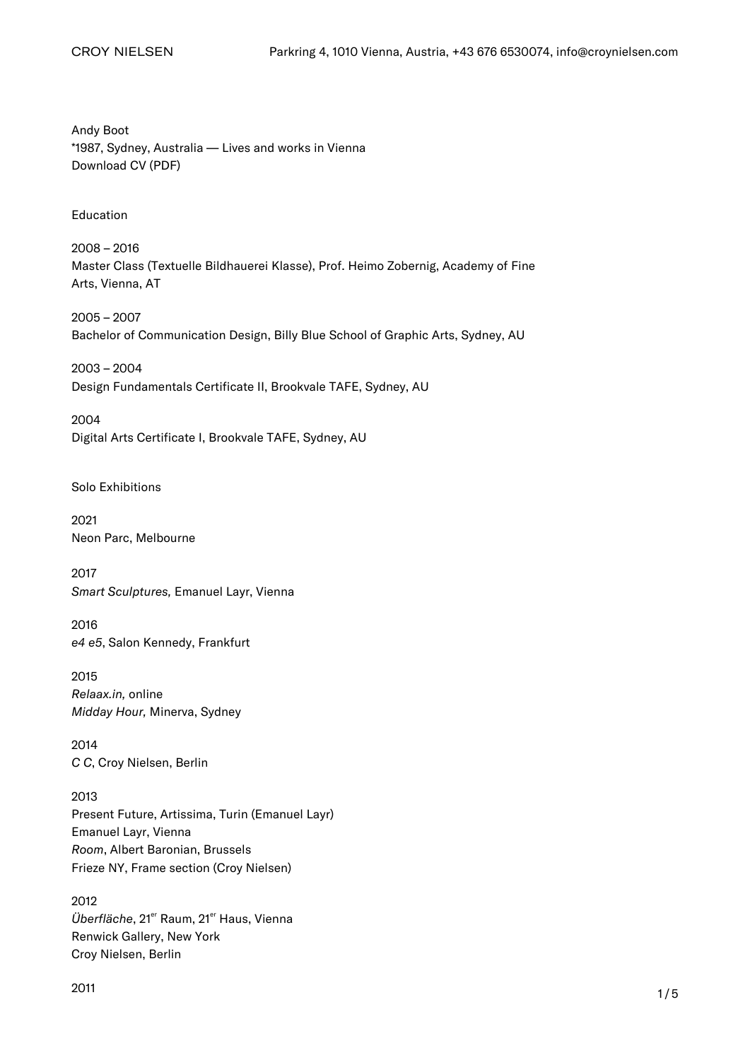Andy Boot
*1987, Sydney, Australia — Lives and works in Vienna
Download CV (PDF)

## Education

2008 – 2016
Master Class (Textuelle Bildhauerei Klasse), Prof. Heimo Zobernig, Academy of Fine Arts, Vienna, AT

2005 – 2007
Bachelor of Communication Design, Billy Blue School of Graphic Arts, Sydney, AU

2003 – 2004
Design Fundamentals Certificate II, Brookvale TAFE, Sydney, AU

2004
Digital Arts Certificate I, Brookvale TAFE, Sydney, AU

## Solo Exhibitions

2021
Neon Parc, Melbourne

2017
*Smart Sculptures,* Emanuel Layr, Vienna

2016
*e4 e5*, Salon Kennedy, Frankfurt

2015
*Relaax.in,* online
*Midday Hour,* Minerva, Sydney

2014
*C C*, Croy Nielsen, Berlin

2013
Present Future, Artissima, Turin (Emanuel Layr)
Emanuel Layr, Vienna
*Room*, Albert Baronian, Brussels
Frieze NY, Frame section (Croy Nielsen)

2012
*Überfläche*, 21er Raum, 21er Haus, Vienna
Renwick Gallery, New York
Croy Nielsen, Berlin

2011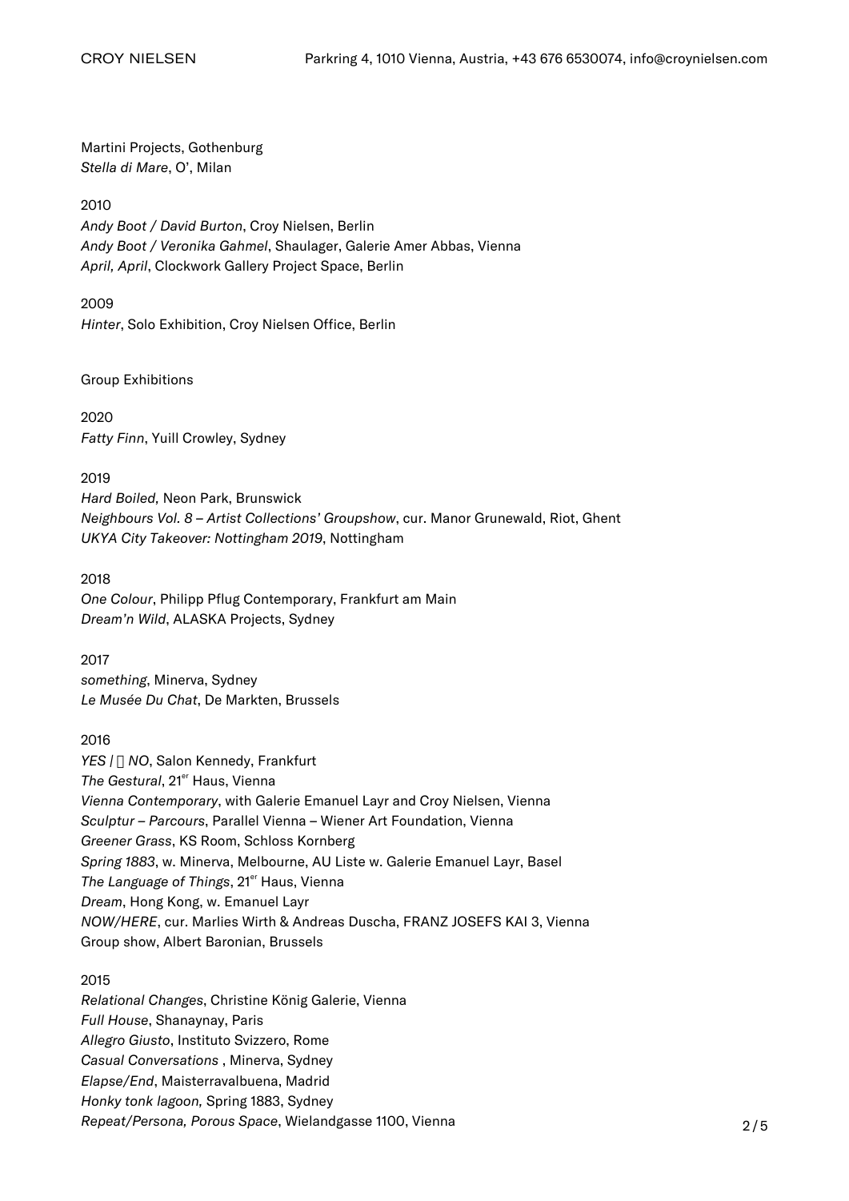Martini Projects, Gothenburg
*Stella di Mare*, O', Milan

2010
*Andy Boot / David Burton*, Croy Nielsen, Berlin
*Andy Boot / Veronika Gahmel*, Shaulager, Galerie Amer Abbas, Vienna
*April, April*, Clockwork Gallery Project Space, Berlin

2009
*Hinter*, Solo Exhibition, Croy Nielsen Office, Berlin

Group Exhibitions

2020
*Fatty Finn*, Yuill Crowley, Sydney

2019
*Hard Boiled,* Neon Park, Brunswick
*Neighbours Vol. 8 – Artist Collections' Groupshow*, cur. Manor Grunewald, Riot, Ghent
*UKYA City Takeover: Nottingham 2019*, Nottingham

2018
*One Colour*, Philipp Pflug Contemporary, Frankfurt am Main
*Dream'n Wild*, ALASKA Projects, Sydney

2017
*something*, Minerva, Sydney
*Le Musée Du Chat*, De Markten, Brussels

2016
*YES / NO*, Salon Kennedy, Frankfurt
*The Gestural*, 21er Haus, Vienna
*Vienna Contemporary*, with Galerie Emanuel Layr and Croy Nielsen, Vienna
*Sculptur – Parcours*, Parallel Vienna – Wiener Art Foundation, Vienna
*Greener Grass*, KS Room, Schloss Kornberg
*Spring 1883*, w. Minerva, Melbourne, AU Liste w. Galerie Emanuel Layr, Basel
*The Language of Things*, 21er Haus, Vienna
*Dream*, Hong Kong, w. Emanuel Layr
*NOW/HERE*, cur. Marlies Wirth & Andreas Duscha, FRANZ JOSEFS KAI 3, Vienna
Group show, Albert Baronian, Brussels

2015
*Relational Changes*, Christine König Galerie, Vienna
*Full House*, Shanaynay, Paris
*Allegro Giusto*, Instituto Svizzero, Rome
*Casual Conversations* , Minerva, Sydney
*Elapse/End*, Maisterravalbuena, Madrid
*Honky tonk lagoon,* Spring 1883, Sydney
*Repeat/Persona, Porous Space*, Wielandgasse 1100, Vienna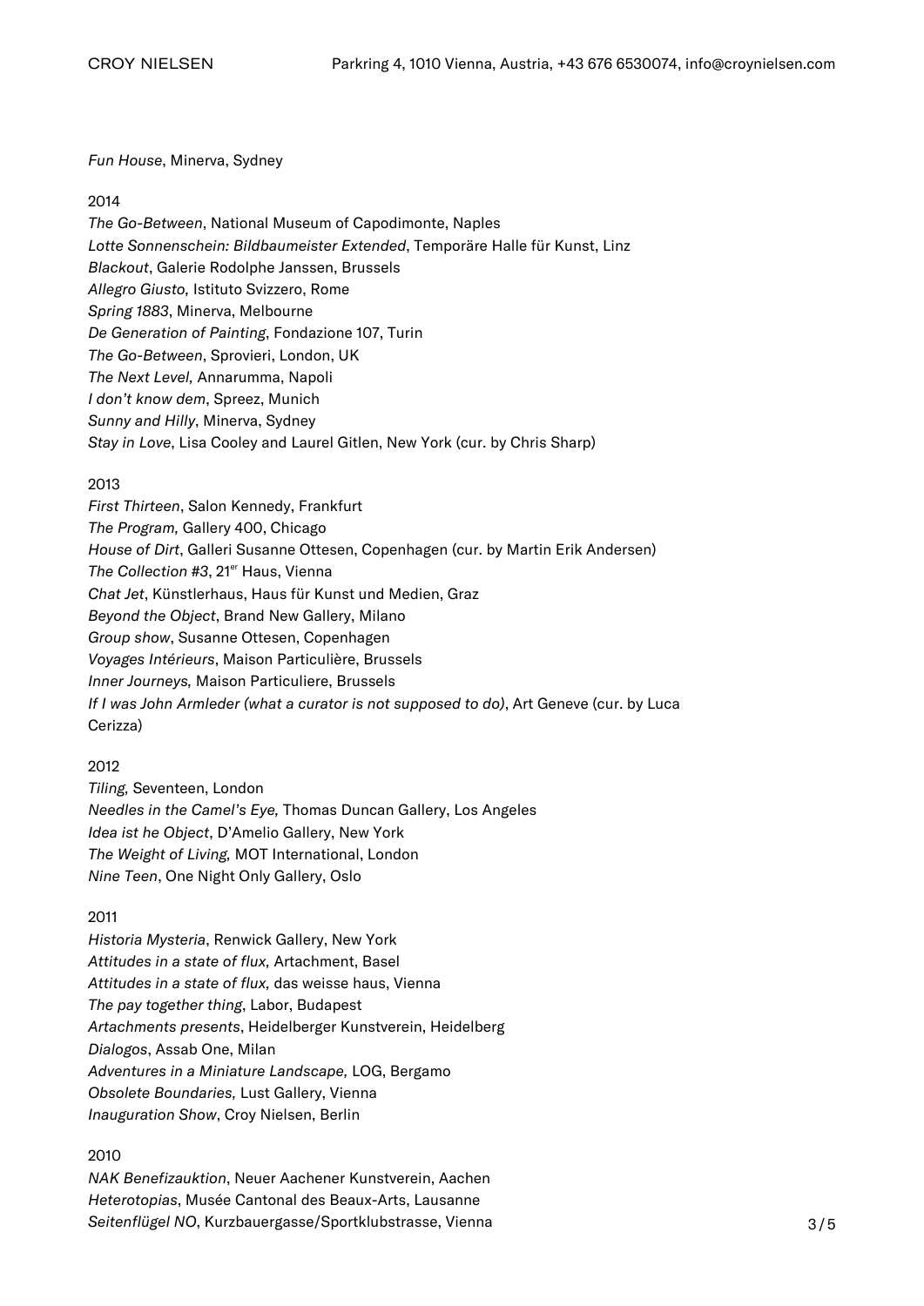*Fun House*, Minerva, Sydney

2014
*The Go-Between*, National Museum of Capodimonte, Naples
*Lotte Sonnenschein: Bildbaumeister Extended*, Temporäre Halle für Kunst, Linz
*Blackout*, Galerie Rodolphe Janssen, Brussels
*Allegro Giusto,* Istituto Svizzero, Rome
*Spring 1883*, Minerva, Melbourne
*De Generation of Painting*, Fondazione 107, Turin
*The Go-Between*, Sprovieri, London, UK
*The Next Level,* Annarumma, Napoli
*I don't know dem*, Spreez, Munich
*Sunny and Hilly*, Minerva, Sydney
*Stay in Love*, Lisa Cooley and Laurel Gitlen, New York (cur. by Chris Sharp)

2013
*First Thirteen*, Salon Kennedy, Frankfurt
*The Program,* Gallery 400, Chicago
*House of Dirt*, Galleri Susanne Ottesen, Copenhagen (cur. by Martin Erik Andersen)
*The Collection #3*, 21er Haus, Vienna
*Chat Jet*, Künstlerhaus, Haus für Kunst und Medien, Graz
*Beyond the Object*, Brand New Gallery, Milano
*Group show*, Susanne Ottesen, Copenhagen
*Voyages Intérieurs*, Maison Particulière, Brussels
*Inner Journeys,* Maison Particuliere, Brussels
*If I was John Armleder (what a curator is not supposed to do)*, Art Geneve (cur. by Luca Cerizza)

2012
*Tiling,* Seventeen, London
*Needles in the Camel's Eye,* Thomas Duncan Gallery, Los Angeles
*Idea ist he Object*, D'Amelio Gallery, New York
*The Weight of Living,* MOT International, London
*Nine Teen*, One Night Only Gallery, Oslo

2011
*Historia Mysteria*, Renwick Gallery, New York
*Attitudes in a state of flux,* Artachment, Basel
*Attitudes in a state of flux,* das weisse haus, Vienna
*The pay together thing*, Labor, Budapest
*Artachments presents*, Heidelberger Kunstverein, Heidelberg
*Dialogos*, Assab One, Milan
*Adventures in a Miniature Landscape,* LOG, Bergamo
*Obsolete Boundaries,* Lust Gallery, Vienna
*Inauguration Show*, Croy Nielsen, Berlin

2010
*NAK Benefizauktion*, Neuer Aachener Kunstverein, Aachen
*Heterotopias*, Musée Cantonal des Beaux-Arts, Lausanne
*Seitenflügel NO*, Kurzbauergasse/Sportklubstrasse, Vienna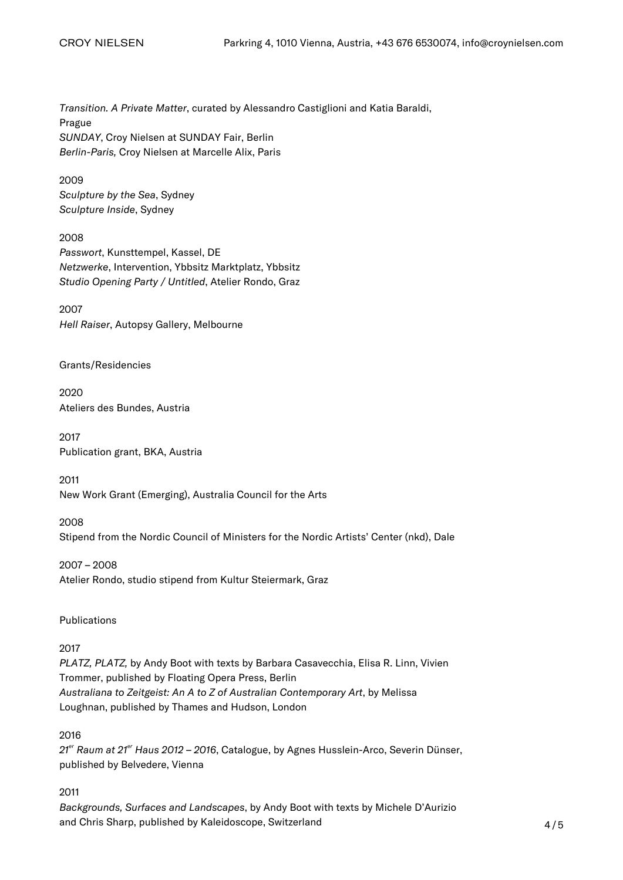*Transition. A Private Matter*, curated by Alessandro Castiglioni and Katia Baraldi, Prague
*SUNDAY*, Croy Nielsen at SUNDAY Fair, Berlin
*Berlin-Paris,* Croy Nielsen at Marcelle Alix, Paris

2009
*Sculpture by the Sea*, Sydney
*Sculpture Inside*, Sydney

2008
*Passwort*, Kunsttempel, Kassel, DE
*Netzwerke*, Intervention, Ybbsitz Marktplatz, Ybbsitz
*Studio Opening Party / Untitled*, Atelier Rondo, Graz

2007
*Hell Raiser*, Autopsy Gallery, Melbourne

Grants/Residencies

2020
Ateliers des Bundes, Austria

2017
Publication grant, BKA, Austria

2011
New Work Grant (Emerging), Australia Council for the Arts

2008
Stipend from the Nordic Council of Ministers for the Nordic Artists' Center (nkd), Dale

2007 – 2008
Atelier Rondo, studio stipend from Kultur Steiermark, Graz

Publications

2017
*PLATZ, PLATZ,* by Andy Boot with texts by Barbara Casavecchia, Elisa R. Linn, Vivien Trommer, published by Floating Opera Press, Berlin
*Australiana to Zeitgeist: An A to Z of Australian Contemporary Art*, by Melissa Loughnan, published by Thames and Hudson, London

2016
*21er Raum at 21er Haus 2012 – 2016*, Catalogue, by Agnes Husslein-Arco, Severin Dünser, published by Belvedere, Vienna

2011
*Backgrounds, Surfaces and Landscapes*, by Andy Boot with texts by Michele D'Aurizio and Chris Sharp, published by Kaleidoscope, Switzerland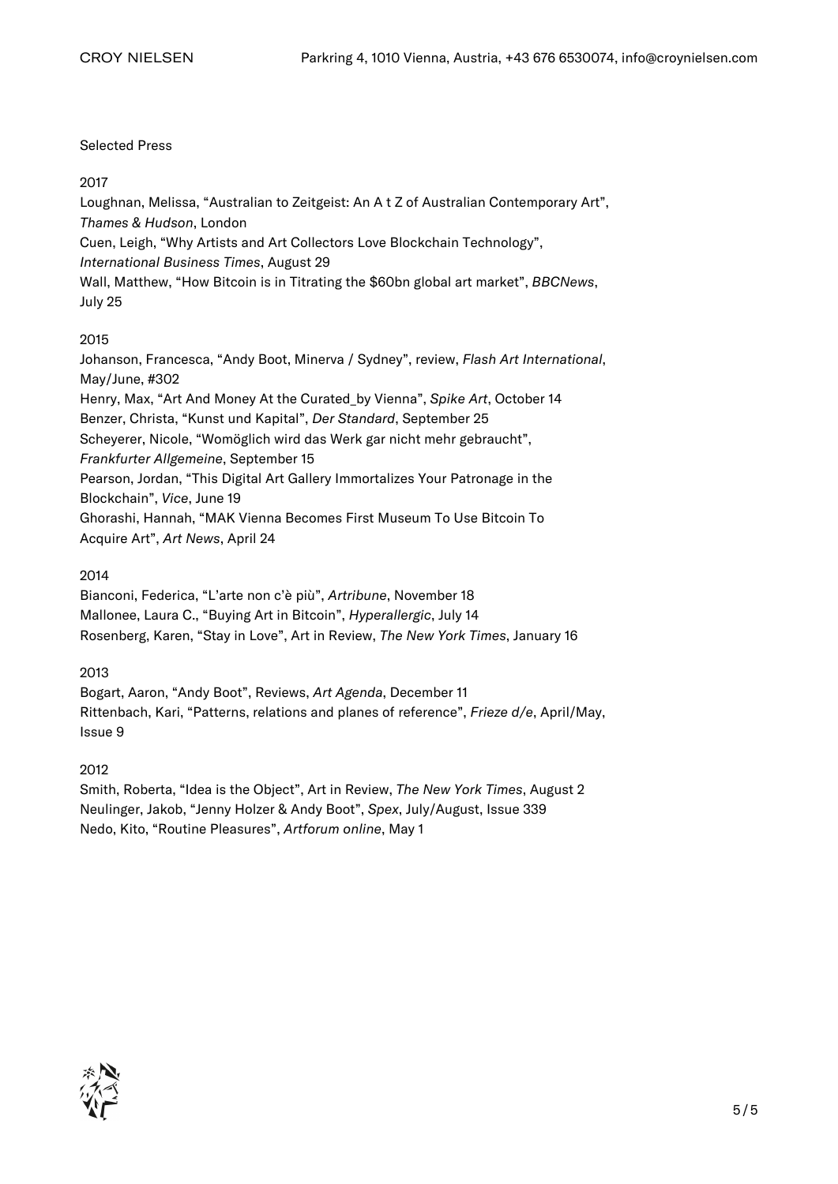Selected Press

2017

Loughnan, Melissa, “Australian to Zeitgeist: An A t Z of Australian Contemporary Art”, *Thames & Hudson*, London

Cuen, Leigh, “Why Artists and Art Collectors Love Blockchain Technology”, *International Business Times*, August 29

Wall, Matthew, “How Bitcoin is in Titrating the $60bn global art market”, *BBCNews*, July 25

2015

Johanson, Francesca, “Andy Boot, Minerva / Sydney”, review, *Flash Art International*, May/June, #302

Henry, Max, “Art And Money At the Curated_by Vienna”, *Spike Art*, October 14

Benzer, Christa, “Kunst und Kapital”, *Der Standard*, September 25

Scheyerer, Nicole, “Womöglich wird das Werk gar nicht mehr gebraucht”, *Frankfurter Allgemeine*, September 15

Pearson, Jordan, “This Digital Art Gallery Immortalizes Your Patronage in the Blockchain”, *Vice*, June 19

Ghorashi, Hannah, “MAK Vienna Becomes First Museum To Use Bitcoin To Acquire Art”, *Art News*, April 24

2014

Bianconi, Federica, “L’arte non c’è più”, *Artribune*, November 18

Mallonee, Laura C., “Buying Art in Bitcoin”, *Hyperallergic*, July 14

Rosenberg, Karen, “Stay in Love”, Art in Review, *The New York Times*, January 16

2013

Bogart, Aaron, “Andy Boot”, Reviews, *Art Agenda*, December 11

Rittenbach, Kari, “Patterns, relations and planes of reference”, *Frieze d/e*, April/May, Issue 9

2012

Smith, Roberta, “Idea is the Object”, Art in Review, *The New York Times*, August 2

Neulinger, Jakob, “Jenny Holzer & Andy Boot”, *Spex*, July/August, Issue 339

Nedo, Kito, “Routine Pleasures”, *Artforum online*, May 1